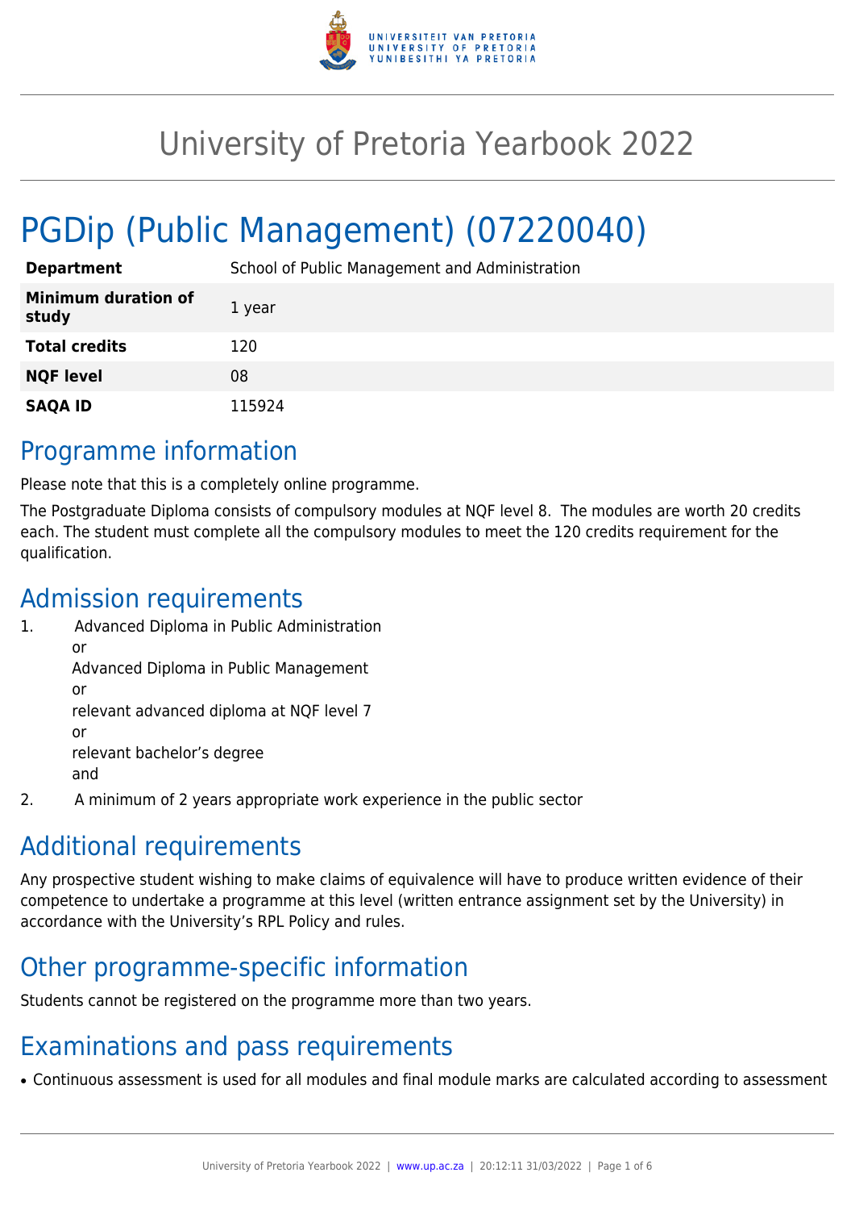# University of Pretoria Yearbook 2022

# PGDip (Public Management) (07220040)

| | |
|---|---|
| **Department** | School of Public Management and Administration |
| **Minimum duration of study** | 1 year |
| **Total credits** | 120 |
| **NQF level** | 08 |
| **SAQA ID** | 115924 |

## Programme information

Please note that this is a completely online programme.

The Postgraduate Diploma consists of compulsory modules at NQF level 8. The modules are worth 20 credits each. The student must complete all the compulsory modules to meet the 120 credits requirement for the qualification.

## Admission requirements

1. Advanced Diploma in Public Administration
   or
   Advanced Diploma in Public Management
   or
   relevant advanced diploma at NQF level 7
   or
   relevant bachelor's degree
   and
2. A minimum of 2 years appropriate work experience in the public sector

## Additional requirements

Any prospective student wishing to make claims of equivalence will have to produce written evidence of their competence to undertake a programme at this level (written entrance assignment set by the University) in accordance with the University's RPL Policy and rules.

## Other programme-specific information

Students cannot be registered on the programme more than two years.

## Examinations and pass requirements

- Continuous assessment is used for all modules and final module marks are calculated according to assessment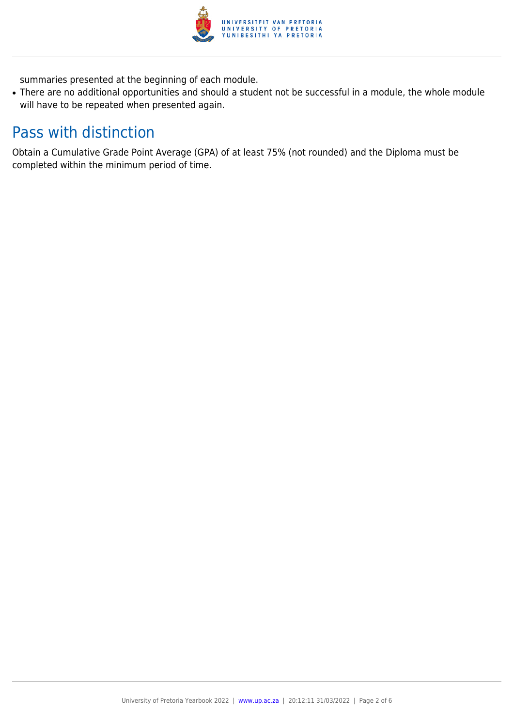summaries presented at the beginning of each module.

- There are no additional opportunities and should a student not be successful in a module, the whole module will have to be repeated when presented again.

## Pass with distinction

Obtain a Cumulative Grade Point Average (GPA) of at least 75% (not rounded) and the Diploma must be completed within the minimum period of time.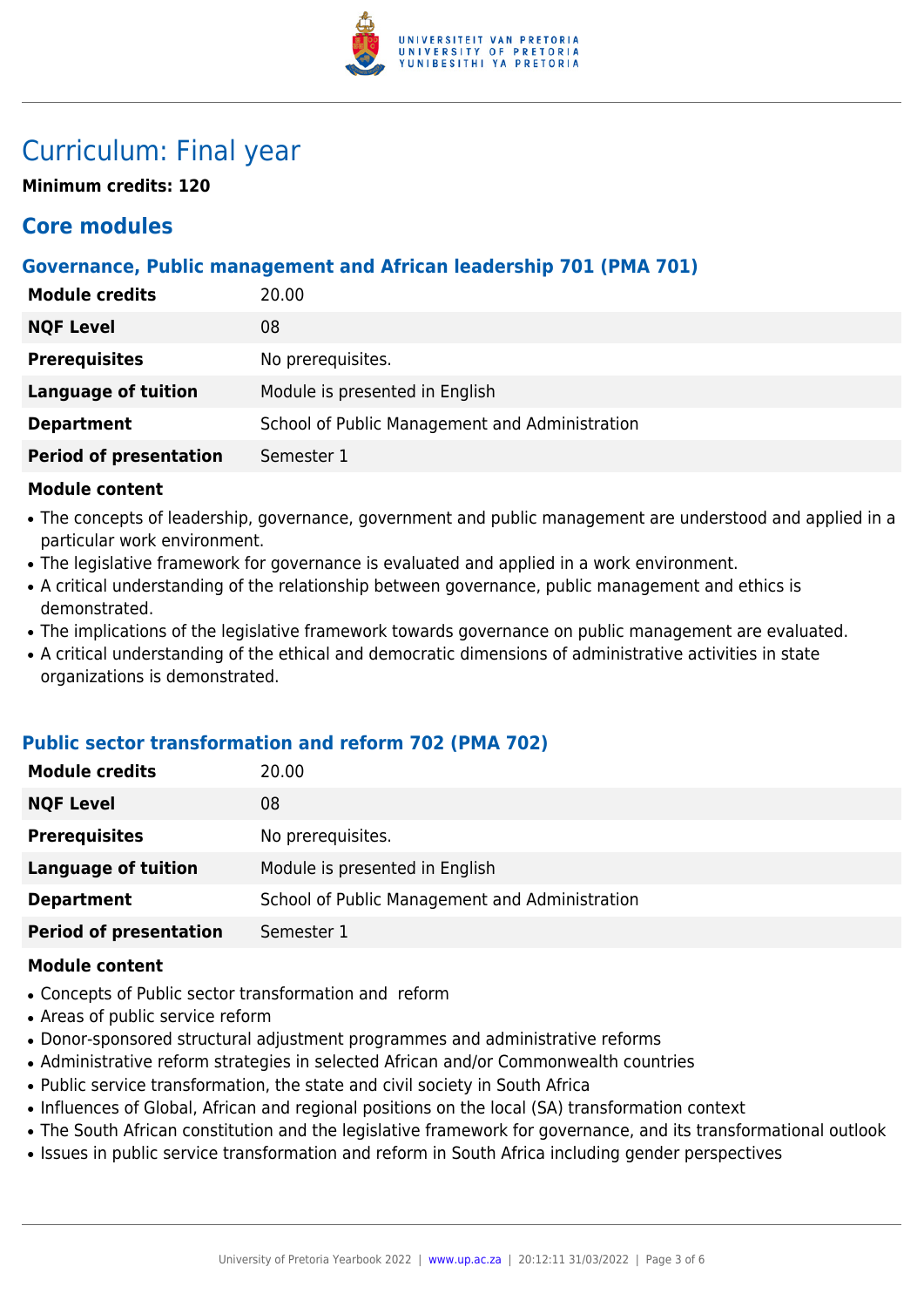# Curriculum: Final year

**Minimum credits: 120**

## Core modules

### Governance, Public management and African leadership 701 (PMA 701)

| | |
|---|---|
| **Module credits** | 20.00 |
| **NQF Level** | 08 |
| **Prerequisites** | No prerequisites. |
| **Language of tuition** | Module is presented in English |
| **Department** | School of Public Management and Administration |
| **Period of presentation** | Semester 1 |

**Module content**

- The concepts of leadership, governance, government and public management are understood and applied in a particular work environment.
- The legislative framework for governance is evaluated and applied in a work environment.
- A critical understanding of the relationship between governance, public management and ethics is demonstrated.
- The implications of the legislative framework towards governance on public management are evaluated.
- A critical understanding of the ethical and democratic dimensions of administrative activities in state organizations is demonstrated.

### Public sector transformation and reform 702 (PMA 702)

| | |
|---|---|
| **Module credits** | 20.00 |
| **NQF Level** | 08 |
| **Prerequisites** | No prerequisites. |
| **Language of tuition** | Module is presented in English |
| **Department** | School of Public Management and Administration |
| **Period of presentation** | Semester 1 |

**Module content**

- Concepts of Public sector transformation and reform
- Areas of public service reform
- Donor-sponsored structural adjustment programmes and administrative reforms
- Administrative reform strategies in selected African and/or Commonwealth countries
- Public service transformation, the state and civil society in South Africa
- Influences of Global, African and regional positions on the local (SA) transformation context
- The South African constitution and the legislative framework for governance, and its transformational outlook
- Issues in public service transformation and reform in South Africa including gender perspectives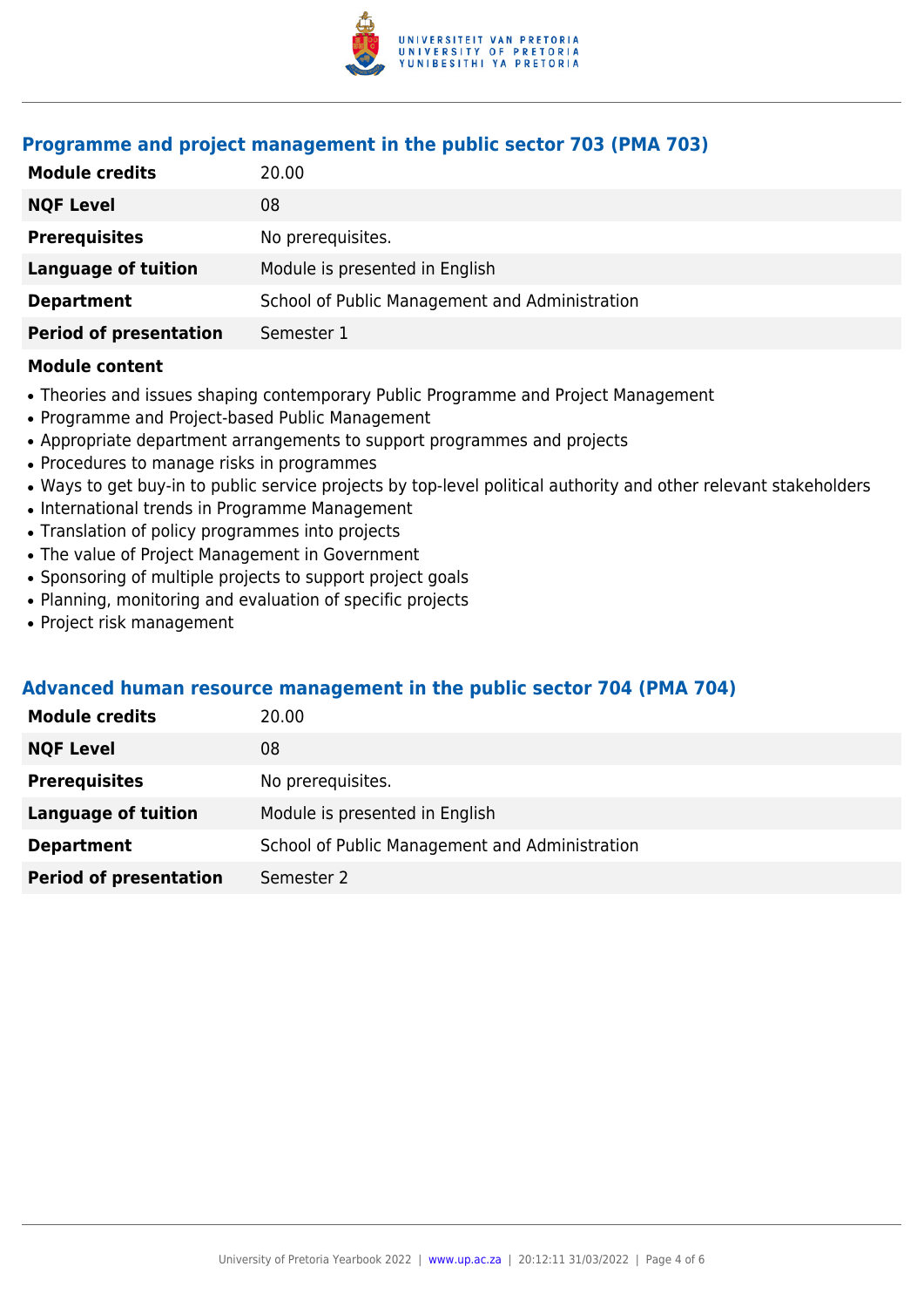### Programme and project management in the public sector 703 (PMA 703)

| | |
|---|---|
| **Module credits** | 20.00 |
| **NQF Level** | 08 |
| **Prerequisites** | No prerequisites. |
| **Language of tuition** | Module is presented in English |
| **Department** | School of Public Management and Administration |
| **Period of presentation** | Semester 1 |

**Module content**

- Theories and issues shaping contemporary Public Programme and Project Management
- Programme and Project-based Public Management
- Appropriate department arrangements to support programmes and projects
- Procedures to manage risks in programmes
- Ways to get buy-in to public service projects by top-level political authority and other relevant stakeholders
- International trends in Programme Management
- Translation of policy programmes into projects
- The value of Project Management in Government
- Sponsoring of multiple projects to support project goals
- Planning, monitoring and evaluation of specific projects
- Project risk management

### Advanced human resource management in the public sector 704 (PMA 704)

| | |
|---|---|
| **Module credits** | 20.00 |
| **NQF Level** | 08 |
| **Prerequisites** | No prerequisites. |
| **Language of tuition** | Module is presented in English |
| **Department** | School of Public Management and Administration |
| **Period of presentation** | Semester 2 |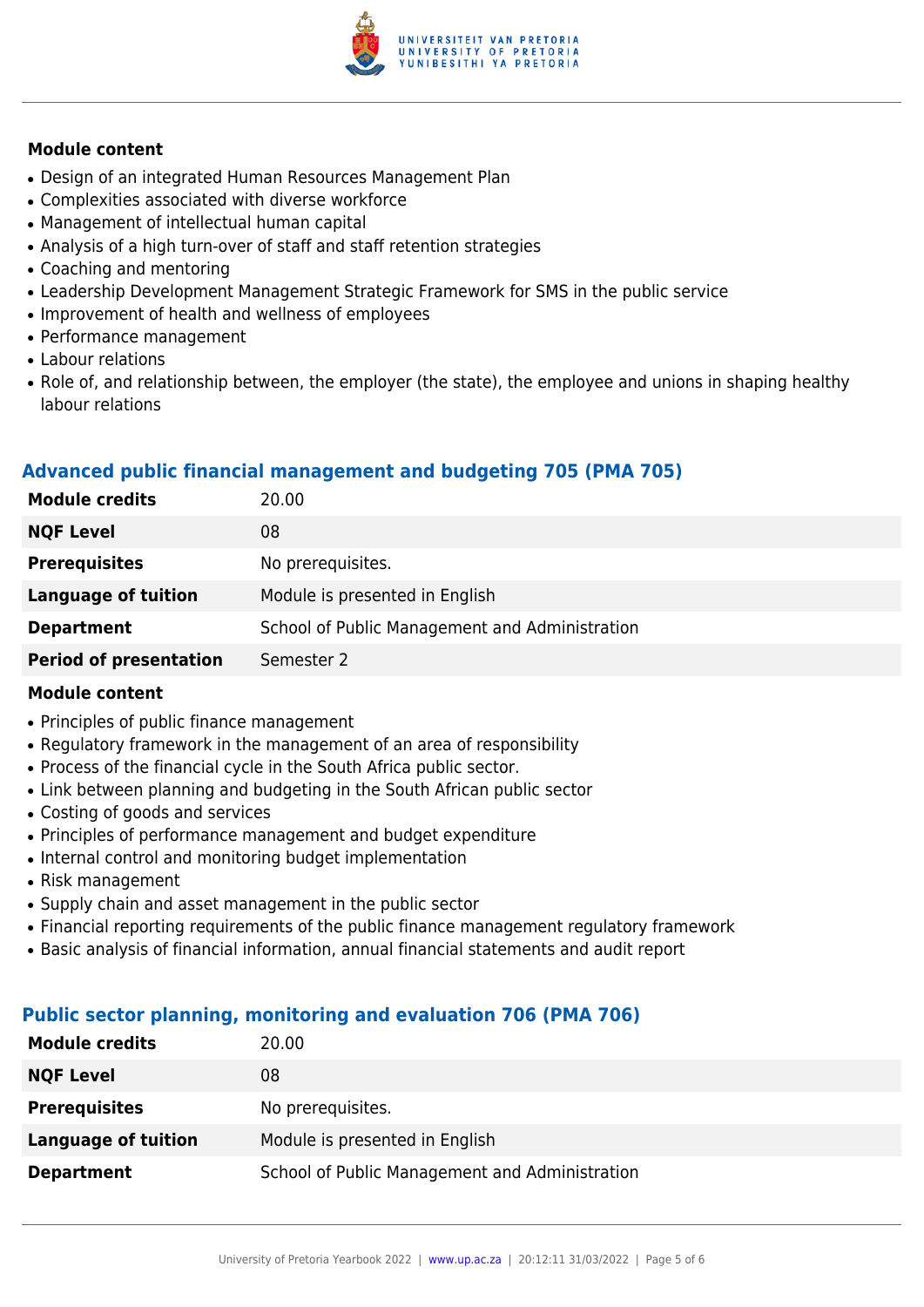**Module content**

- Design of an integrated Human Resources Management Plan
- Complexities associated with diverse workforce
- Management of intellectual human capital
- Analysis of a high turn-over of staff and staff retention strategies
- Coaching and mentoring
- Leadership Development Management Strategic Framework for SMS in the public service
- Improvement of health and wellness of employees
- Performance management
- Labour relations
- Role of, and relationship between, the employer (the state), the employee and unions in shaping healthy labour relations

### Advanced public financial management and budgeting 705 (PMA 705)

| | |
|---|---|
| **Module credits** | 20.00 |
| **NQF Level** | 08 |
| **Prerequisites** | No prerequisites. |
| **Language of tuition** | Module is presented in English |
| **Department** | School of Public Management and Administration |
| **Period of presentation** | Semester 2 |

**Module content**

- Principles of public finance management
- Regulatory framework in the management of an area of responsibility
- Process of the financial cycle in the South Africa public sector.
- Link between planning and budgeting in the South African public sector
- Costing of goods and services
- Principles of performance management and budget expenditure
- Internal control and monitoring budget implementation
- Risk management
- Supply chain and asset management in the public sector
- Financial reporting requirements of the public finance management regulatory framework
- Basic analysis of financial information, annual financial statements and audit report

### Public sector planning, monitoring and evaluation 706 (PMA 706)

| | |
|---|---|
| **Module credits** | 20.00 |
| **NQF Level** | 08 |
| **Prerequisites** | No prerequisites. |
| **Language of tuition** | Module is presented in English |
| **Department** | School of Public Management and Administration |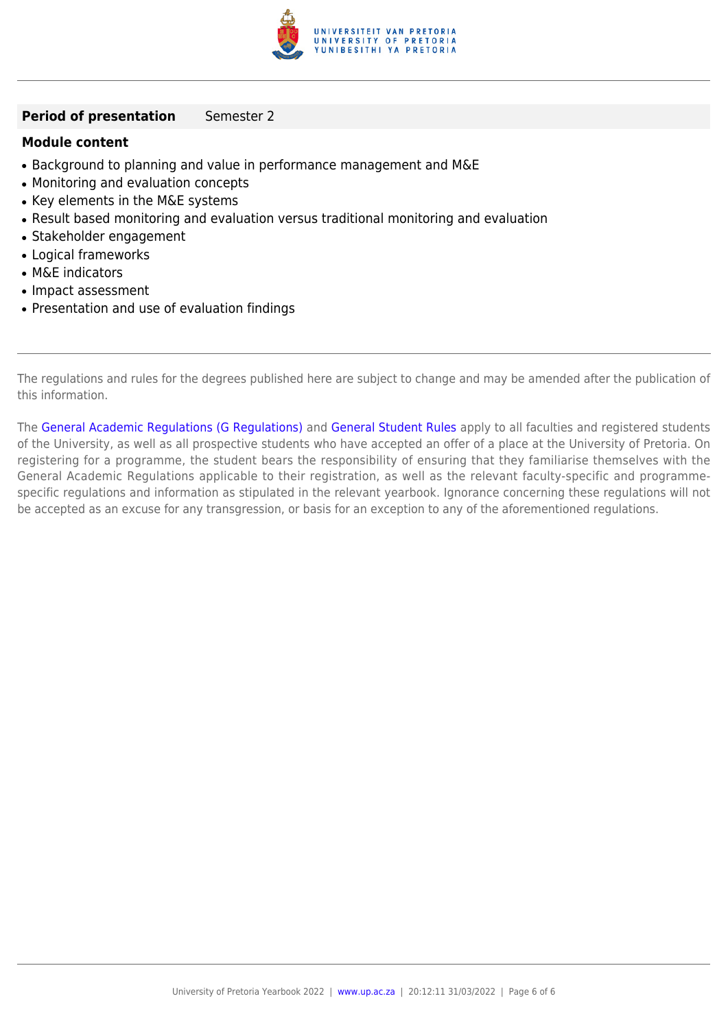**Period of presentation** Semester 2

**Module content**

- Background to planning and value in performance management and M&E
- Monitoring and evaluation concepts
- Key elements in the M&E systems
- Result based monitoring and evaluation versus traditional monitoring and evaluation
- Stakeholder engagement
- Logical frameworks
- M&E indicators
- Impact assessment
- Presentation and use of evaluation findings

---

The regulations and rules for the degrees published here are subject to change and may be amended after the publication of this information.

The General Academic Regulations (G Regulations) and General Student Rules apply to all faculties and registered students of the University, as well as all prospective students who have accepted an offer of a place at the University of Pretoria. On registering for a programme, the student bears the responsibility of ensuring that they familiarise themselves with the General Academic Regulations applicable to their registration, as well as the relevant faculty-specific and programme-specific regulations and information as stipulated in the relevant yearbook. Ignorance concerning these regulations will not be accepted as an excuse for any transgression, or basis for an exception to any of the aforementioned regulations.